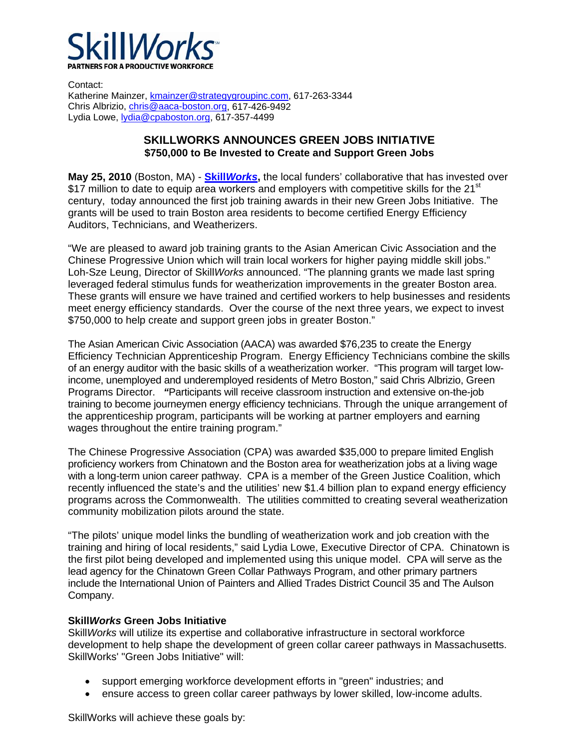**SkillWorks**

**PARTNERS FOR A PRODUCTIVE WORKFORCE**

Contact:
Katherine Mainzer, kmainzer@strategygroupinc.com, 617-263-3344
Chris Albrizio, chris@aaca-boston.org, 617-426-9492
Lydia Lowe, lydia@cpaboston.org, 617-357-4499

## SKILLWORKS ANNOUNCES GREEN JOBS INITIATIVE

### $750,000 to Be Invested to Create and Support Green Jobs

**May 25, 2010** (Boston, MA) - **Skill*Works*,** the local funders' collaborative that has invested over $17 million to date to equip area workers and employers with competitive skills for the 21st century, today announced the first job training awards in their new Green Jobs Initiative. The grants will be used to train Boston area residents to become certified Energy Efficiency Auditors, Technicians, and Weatherizers.

"We are pleased to award job training grants to the Asian American Civic Association and the Chinese Progressive Union which will train local workers for higher paying middle skill jobs." Loh-Sze Leung, Director of Skill*Works* announced. "The planning grants we made last spring leveraged federal stimulus funds for weatherization improvements in the greater Boston area. These grants will ensure we have trained and certified workers to help businesses and residents meet energy efficiency standards. Over the course of the next three years, we expect to invest $750,000 to help create and support green jobs in greater Boston."

The Asian American Civic Association (AACA) was awarded $76,235 to create the Energy Efficiency Technician Apprenticeship Program. Energy Efficiency Technicians combine the skills of an energy auditor with the basic skills of a weatherization worker. "This program will target low-income, unemployed and underemployed residents of Metro Boston," said Chris Albrizio, Green Programs Director. ***"***Participants will receive classroom instruction and extensive on-the-job training to become journeymen energy efficiency technicians. Through the unique arrangement of the apprenticeship program, participants will be working at partner employers and earning wages throughout the entire training program."

The Chinese Progressive Association (CPA) was awarded $35,000 to prepare limited English proficiency workers from Chinatown and the Boston area for weatherization jobs at a living wage with a long-term union career pathway. CPA is a member of the Green Justice Coalition, which recently influenced the state's and the utilities' new $1.4 billion plan to expand energy efficiency programs across the Commonwealth. The utilities committed to creating several weatherization community mobilization pilots around the state.

"The pilots' unique model links the bundling of weatherization work and job creation with the training and hiring of local residents," said Lydia Lowe, Executive Director of CPA. Chinatown is the first pilot being developed and implemented using this unique model. CPA will serve as the lead agency for the Chinatown Green Collar Pathways Program, and other primary partners include the International Union of Painters and Allied Trades District Council 35 and The Aulson Company.

**Skill*Works* Green Jobs Initiative**

Skill*Works* will utilize its expertise and collaborative infrastructure in sectoral workforce development to help shape the development of green collar career pathways in Massachusetts. SkillWorks' "Green Jobs Initiative" will:

- support emerging workforce development efforts in "green" industries; and
- ensure access to green collar career pathways by lower skilled, low-income adults.

SkillWorks will achieve these goals by: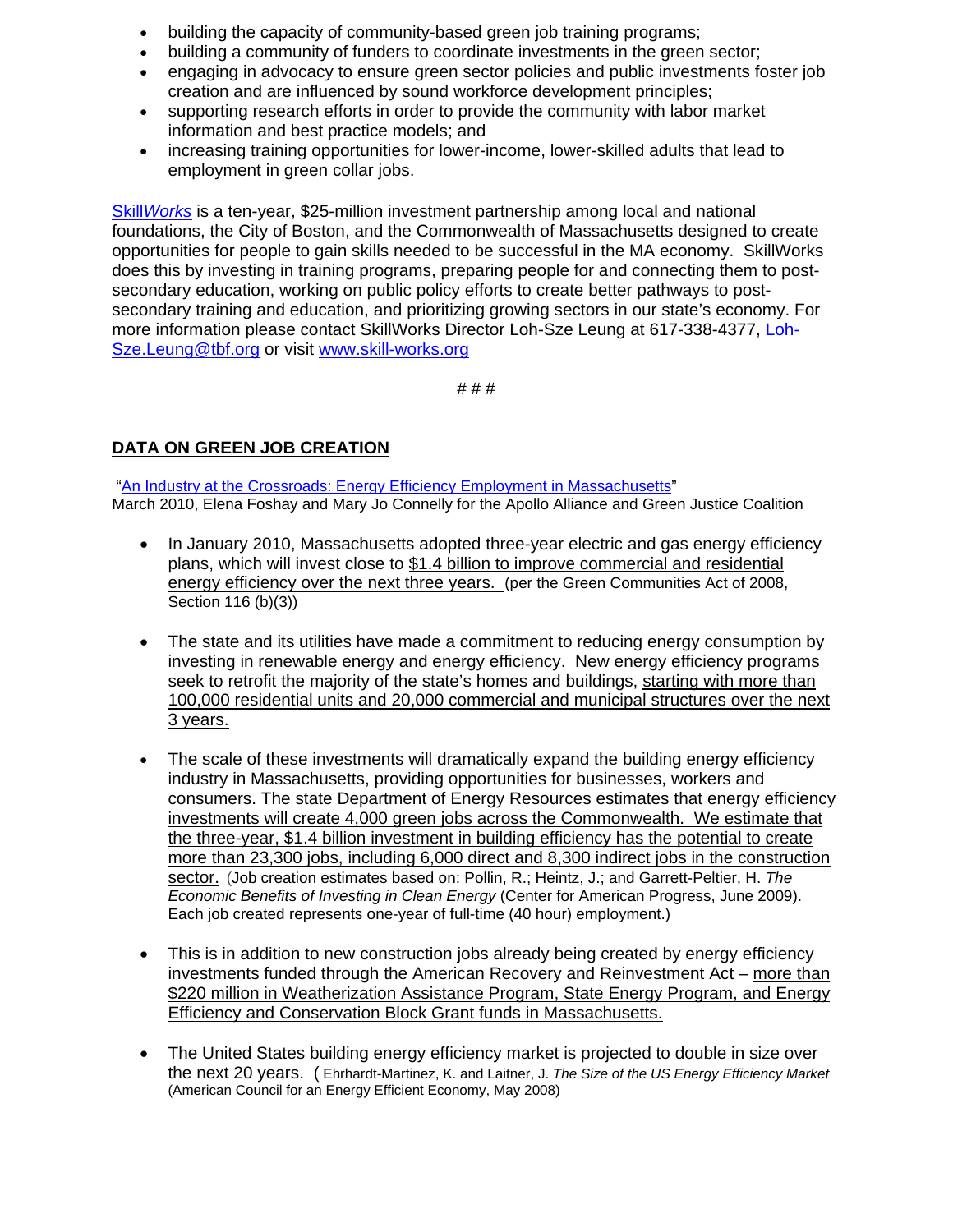- building the capacity of community-based green job training programs;
- building a community of funders to coordinate investments in the green sector;
- engaging in advocacy to ensure green sector policies and public investments foster job creation and are influenced by sound workforce development principles;
- supporting research efforts in order to provide the community with labor market information and best practice models; and
- increasing training opportunities for lower-income, lower-skilled adults that lead to employment in green collar jobs.

Skill*Works* is a ten-year, $25-million investment partnership among local and national foundations, the City of Boston, and the Commonwealth of Massachusetts designed to create opportunities for people to gain skills needed to be successful in the MA economy. SkillWorks does this by investing in training programs, preparing people for and connecting them to post-secondary education, working on public policy efforts to create better pathways to post-secondary training and education, and prioritizing growing sectors in our state's economy. For more information please contact SkillWorks Director Loh-Sze Leung at 617-338-4377, Loh-Sze.Leung@tbf.org or visit www.skill-works.org

# # #

## DATA ON GREEN JOB CREATION

"An Industry at the Crossroads: Energy Efficiency Employment in Massachusetts"
March 2010, Elena Foshay and Mary Jo Connelly for the Apollo Alliance and Green Justice Coalition

- In January 2010, Massachusetts adopted three-year electric and gas energy efficiency plans, which will invest close to $1.4 billion to improve commercial and residential energy efficiency over the next three years. (per the Green Communities Act of 2008, Section 116 (b)(3))

- The state and its utilities have made a commitment to reducing energy consumption by investing in renewable energy and energy efficiency. New energy efficiency programs seek to retrofit the majority of the state's homes and buildings, starting with more than 100,000 residential units and 20,000 commercial and municipal structures over the next 3 years.

- The scale of these investments will dramatically expand the building energy efficiency industry in Massachusetts, providing opportunities for businesses, workers and consumers. The state Department of Energy Resources estimates that energy efficiency investments will create 4,000 green jobs across the Commonwealth. We estimate that the three-year, $1.4 billion investment in building efficiency has the potential to create more than 23,300 jobs, including 6,000 direct and 8,300 indirect jobs in the construction sector. (Job creation estimates based on: Pollin, R.; Heintz, J.; and Garrett-Peltier, H. *The Economic Benefits of Investing in Clean Energy* (Center for American Progress, June 2009). Each job created represents one-year of full-time (40 hour) employment.)

- This is in addition to new construction jobs already being created by energy efficiency investments funded through the American Recovery and Reinvestment Act – more than $220 million in Weatherization Assistance Program, State Energy Program, and Energy Efficiency and Conservation Block Grant funds in Massachusetts.

- The United States building energy efficiency market is projected to double in size over the next 20 years. ( Ehrhardt-Martinez, K. and Laitner, J. *The Size of the US Energy Efficiency Market* (American Council for an Energy Efficient Economy, May 2008)